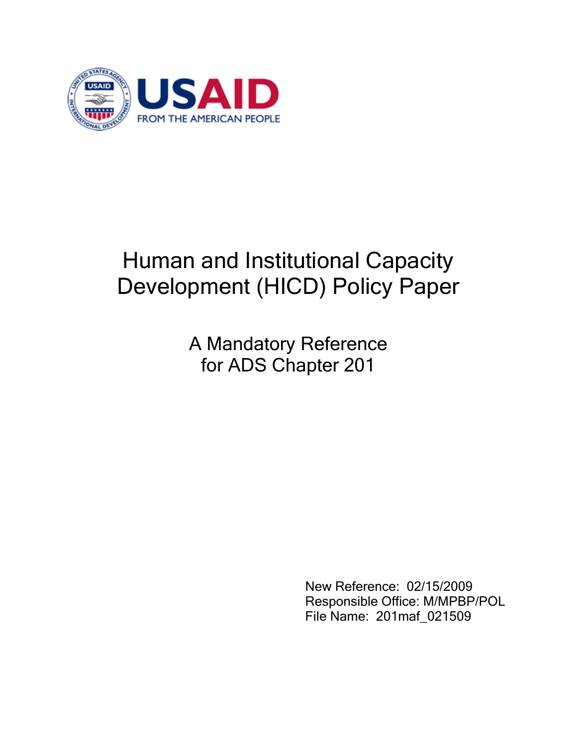USAID
FROM THE AMERICAN PEOPLE

# Human and Institutional Capacity Development (HICD) Policy Paper

## A Mandatory Reference for ADS Chapter 201

New Reference: 02/15/2009
Responsible Office: M/MPBP/POL
File Name: 201maf_021509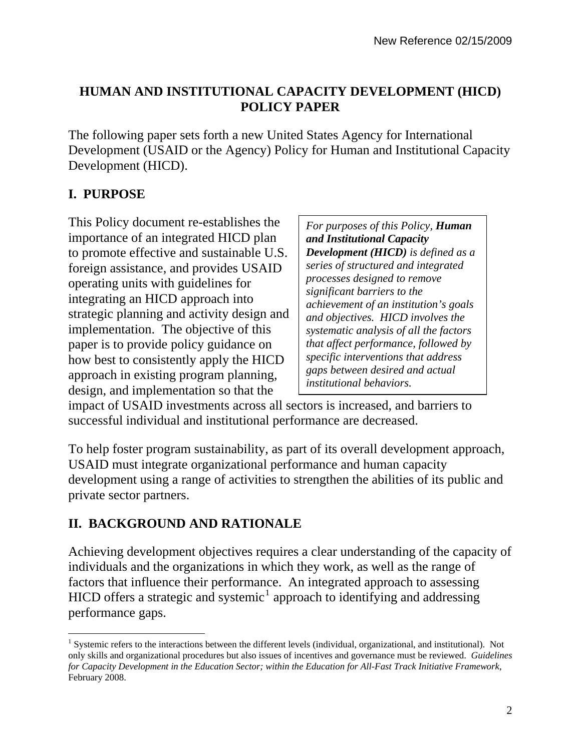# HUMAN AND INSTITUTIONAL CAPACITY DEVELOPMENT (HICD) POLICY PAPER

The following paper sets forth a new United States Agency for International Development (USAID or the Agency) Policy for Human and Institutional Capacity Development (HICD).

## I. PURPOSE

> *For purposes of this Policy,* ***Human and Institutional Capacity Development (HICD)*** *is defined as a series of structured and integrated processes designed to remove significant barriers to the achievement of an institution's goals and objectives. HICD involves the systematic analysis of all the factors that affect performance, followed by specific interventions that address gaps between desired and actual institutional behaviors.*

This Policy document re-establishes the importance of an integrated HICD plan to promote effective and sustainable U.S. foreign assistance, and provides USAID operating units with guidelines for integrating an HICD approach into strategic planning and activity design and implementation. The objective of this paper is to provide policy guidance on how best to consistently apply the HICD approach in existing program planning, design, and implementation so that the impact of USAID investments across all sectors is increased, and barriers to successful individual and institutional performance are decreased.

To help foster program sustainability, as part of its overall development approach, USAID must integrate organizational performance and human capacity development using a range of activities to strengthen the abilities of its public and private sector partners.

## II. BACKGROUND AND RATIONALE

Achieving development objectives requires a clear understanding of the capacity of individuals and the organizations in which they work, as well as the range of factors that influence their performance. An integrated approach to assessing HICD offers a strategic and systemic[1] approach to identifying and addressing performance gaps.

---

[1] Systemic refers to the interactions between the different levels (individual, organizational, and institutional). Not only skills and organizational procedures but also issues of incentives and governance must be reviewed. *Guidelines for Capacity Development in the Education Sector; within the Education for All-Fast Track Initiative Framework*, February 2008.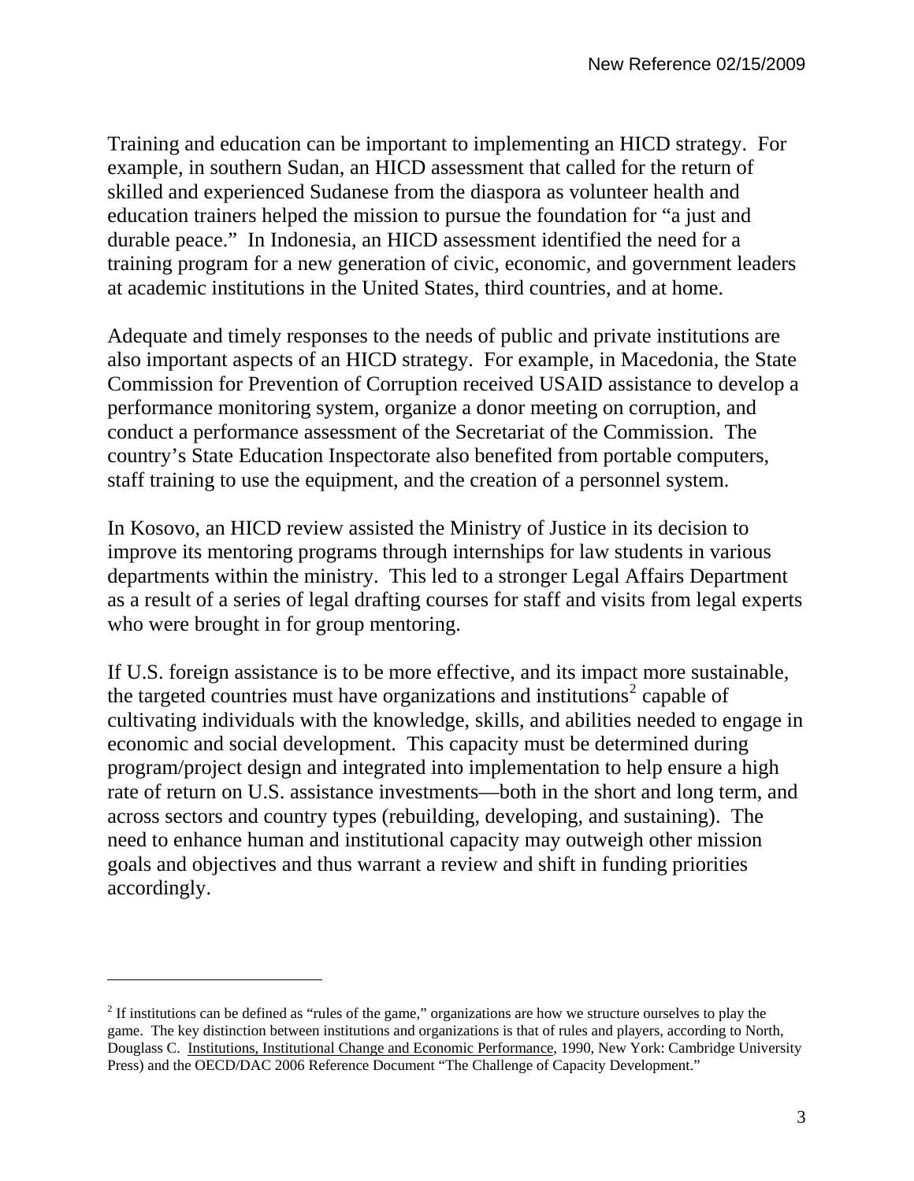Training and education can be important to implementing an HICD strategy. For example, in southern Sudan, an HICD assessment that called for the return of skilled and experienced Sudanese from the diaspora as volunteer health and education trainers helped the mission to pursue the foundation for "a just and durable peace." In Indonesia, an HICD assessment identified the need for a training program for a new generation of civic, economic, and government leaders at academic institutions in the United States, third countries, and at home.

Adequate and timely responses to the needs of public and private institutions are also important aspects of an HICD strategy. For example, in Macedonia, the State Commission for Prevention of Corruption received USAID assistance to develop a performance monitoring system, organize a donor meeting on corruption, and conduct a performance assessment of the Secretariat of the Commission. The country's State Education Inspectorate also benefited from portable computers, staff training to use the equipment, and the creation of a personnel system.

In Kosovo, an HICD review assisted the Ministry of Justice in its decision to improve its mentoring programs through internships for law students in various departments within the ministry. This led to a stronger Legal Affairs Department as a result of a series of legal drafting courses for staff and visits from legal experts who were brought in for group mentoring.

If U.S. foreign assistance is to be more effective, and its impact more sustainable, the targeted countries must have organizations and institutions[2] capable of cultivating individuals with the knowledge, skills, and abilities needed to engage in economic and social development. This capacity must be determined during program/project design and integrated into implementation to help ensure a high rate of return on U.S. assistance investments—both in the short and long term, and across sectors and country types (rebuilding, developing, and sustaining). The need to enhance human and institutional capacity may outweigh other mission goals and objectives and thus warrant a review and shift in funding priorities accordingly.

---

[2] If institutions can be defined as "rules of the game," organizations are how we structure ourselves to play the game. The key distinction between institutions and organizations is that of rules and players, according to North, Douglass C. Institutions, Institutional Change and Economic Performance, 1990, New York: Cambridge University Press) and the OECD/DAC 2006 Reference Document "The Challenge of Capacity Development."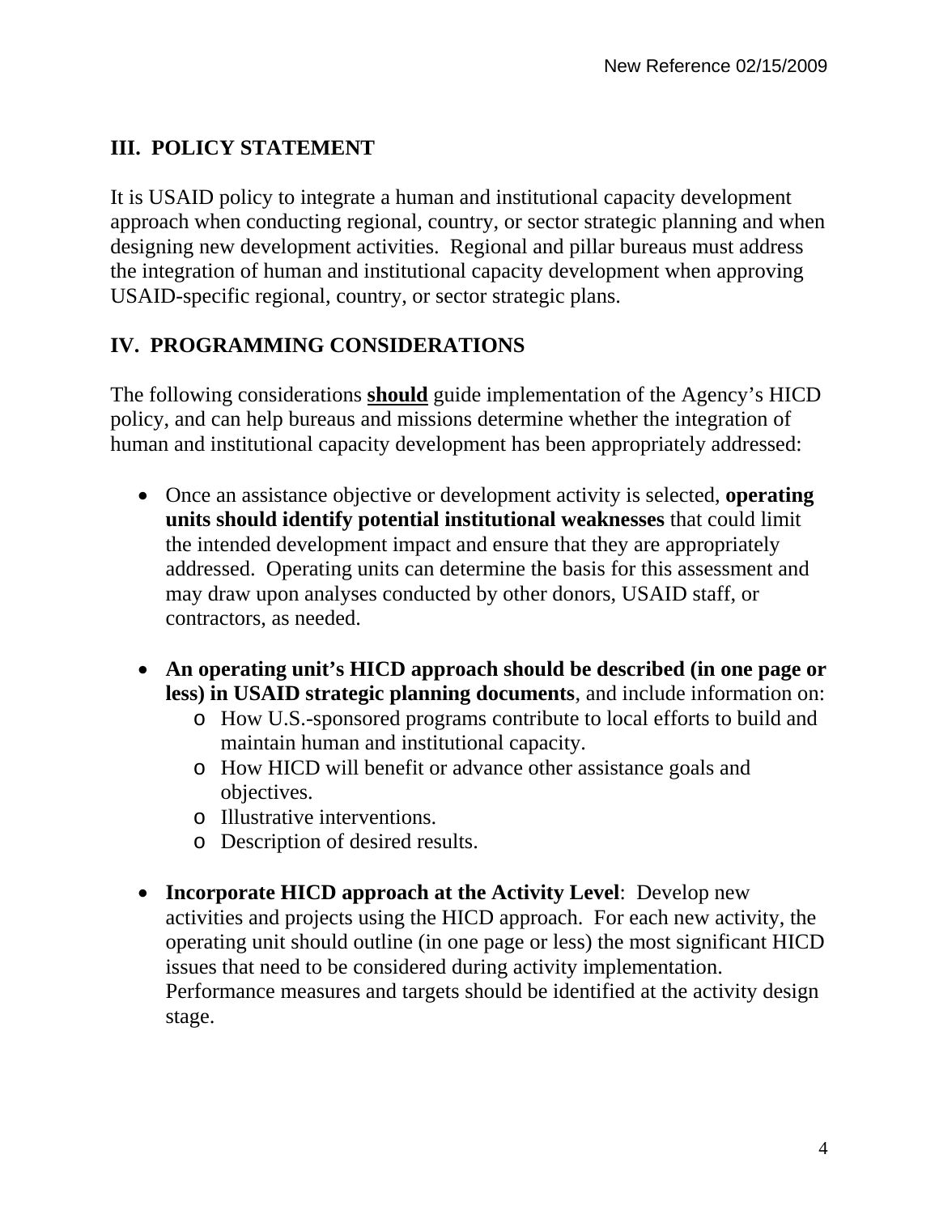## III. POLICY STATEMENT

It is USAID policy to integrate a human and institutional capacity development approach when conducting regional, country, or sector strategic planning and when designing new development activities. Regional and pillar bureaus must address the integration of human and institutional capacity development when approving USAID-specific regional, country, or sector strategic plans.

## IV. PROGRAMMING CONSIDERATIONS

The following considerations **should** guide implementation of the Agency's HICD policy, and can help bureaus and missions determine whether the integration of human and institutional capacity development has been appropriately addressed:

- Once an assistance objective or development activity is selected, **operating units should identify potential institutional weaknesses** that could limit the intended development impact and ensure that they are appropriately addressed. Operating units can determine the basis for this assessment and may draw upon analyses conducted by other donors, USAID staff, or contractors, as needed.

- **An operating unit's HICD approach should be described (in one page or less) in USAID strategic planning documents**, and include information on:
  - How U.S.-sponsored programs contribute to local efforts to build and maintain human and institutional capacity.
  - How HICD will benefit or advance other assistance goals and objectives.
  - Illustrative interventions.
  - Description of desired results.

- **Incorporate HICD approach at the Activity Level**: Develop new activities and projects using the HICD approach. For each new activity, the operating unit should outline (in one page or less) the most significant HICD issues that need to be considered during activity implementation. Performance measures and targets should be identified at the activity design stage.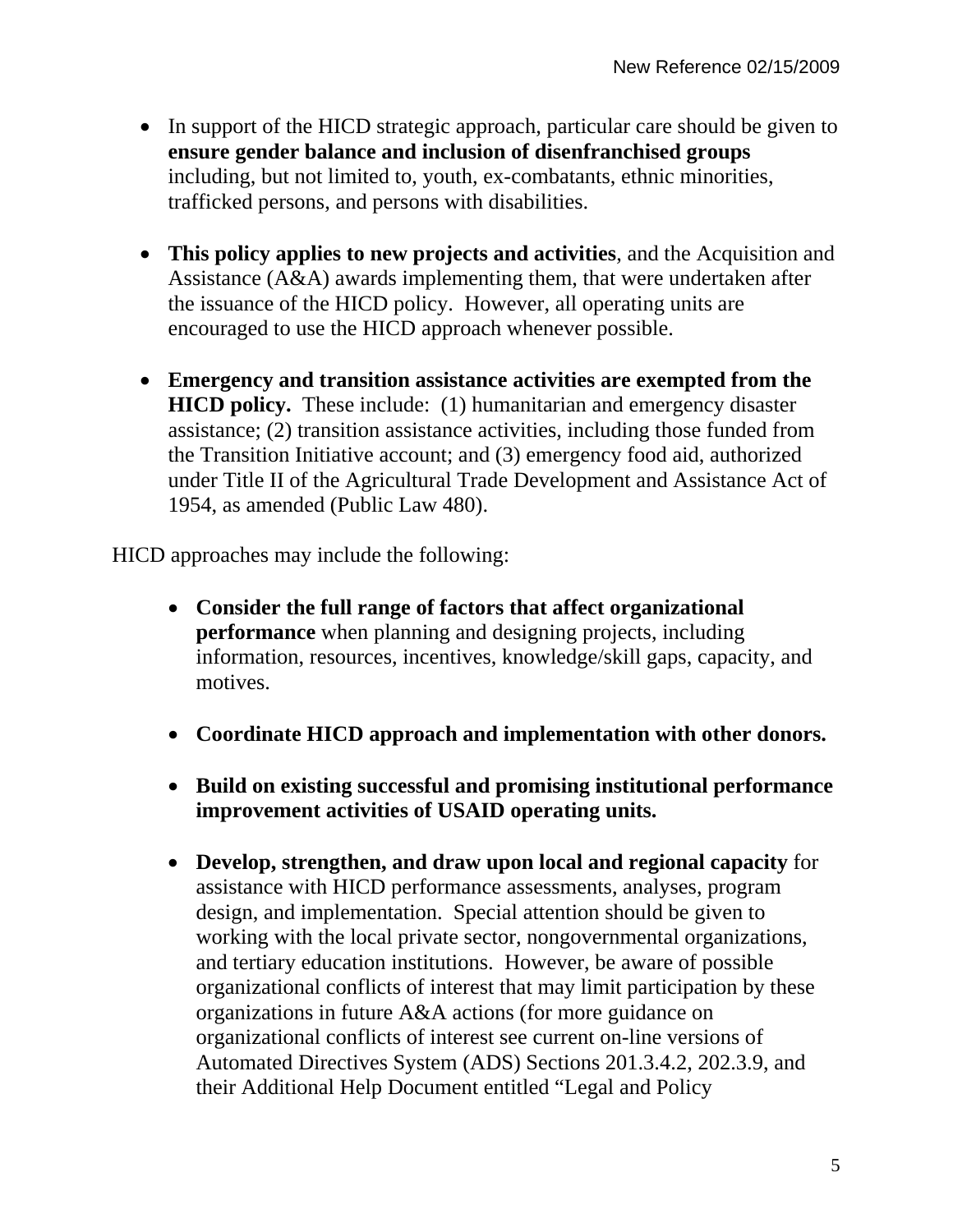- In support of the HICD strategic approach, particular care should be given to **ensure gender balance and inclusion of disenfranchised groups** including, but not limited to, youth, ex-combatants, ethnic minorities, trafficked persons, and persons with disabilities.

- **This policy applies to new projects and activities**, and the Acquisition and Assistance (A&A) awards implementing them, that were undertaken after the issuance of the HICD policy. However, all operating units are encouraged to use the HICD approach whenever possible.

- **Emergency and transition assistance activities are exempted from the HICD policy.** These include: (1) humanitarian and emergency disaster assistance; (2) transition assistance activities, including those funded from the Transition Initiative account; and (3) emergency food aid, authorized under Title II of the Agricultural Trade Development and Assistance Act of 1954, as amended (Public Law 480).

HICD approaches may include the following:

- **Consider the full range of factors that affect organizational performance** when planning and designing projects, including information, resources, incentives, knowledge/skill gaps, capacity, and motives.

- **Coordinate HICD approach and implementation with other donors.**

- **Build on existing successful and promising institutional performance improvement activities of USAID operating units.**

- **Develop, strengthen, and draw upon local and regional capacity** for assistance with HICD performance assessments, analyses, program design, and implementation. Special attention should be given to working with the local private sector, nongovernmental organizations, and tertiary education institutions. However, be aware of possible organizational conflicts of interest that may limit participation by these organizations in future A&A actions (for more guidance on organizational conflicts of interest see current on-line versions of Automated Directives System (ADS) Sections 201.3.4.2, 202.3.9, and their Additional Help Document entitled "Legal and Policy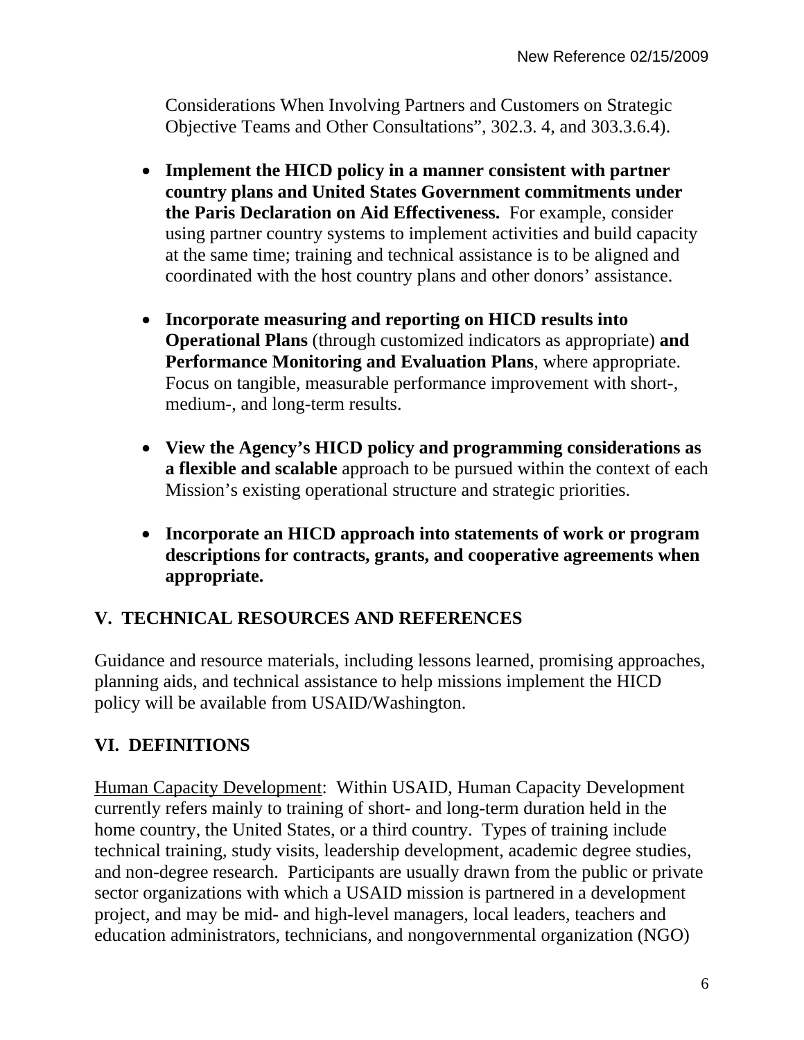Considerations When Involving Partners and Customers on Strategic Objective Teams and Other Consultations", 302.3. 4, and 303.3.6.4).

- **Implement the HICD policy in a manner consistent with partner country plans and United States Government commitments under the Paris Declaration on Aid Effectiveness.** For example, consider using partner country systems to implement activities and build capacity at the same time; training and technical assistance is to be aligned and coordinated with the host country plans and other donors' assistance.

- **Incorporate measuring and reporting on HICD results into Operational Plans** (through customized indicators as appropriate) **and Performance Monitoring and Evaluation Plans**, where appropriate. Focus on tangible, measurable performance improvement with short-, medium-, and long-term results.

- **View the Agency's HICD policy and programming considerations as a flexible and scalable** approach to be pursued within the context of each Mission's existing operational structure and strategic priorities.

- **Incorporate an HICD approach into statements of work or program descriptions for contracts, grants, and cooperative agreements when appropriate.**

## V. TECHNICAL RESOURCES AND REFERENCES

Guidance and resource materials, including lessons learned, promising approaches, planning aids, and technical assistance to help missions implement the HICD policy will be available from USAID/Washington.

## VI. DEFINITIONS

<u>Human Capacity Development</u>: Within USAID, Human Capacity Development currently refers mainly to training of short- and long-term duration held in the home country, the United States, or a third country. Types of training include technical training, study visits, leadership development, academic degree studies, and non-degree research. Participants are usually drawn from the public or private sector organizations with which a USAID mission is partnered in a development project, and may be mid- and high-level managers, local leaders, teachers and education administrators, technicians, and nongovernmental organization (NGO)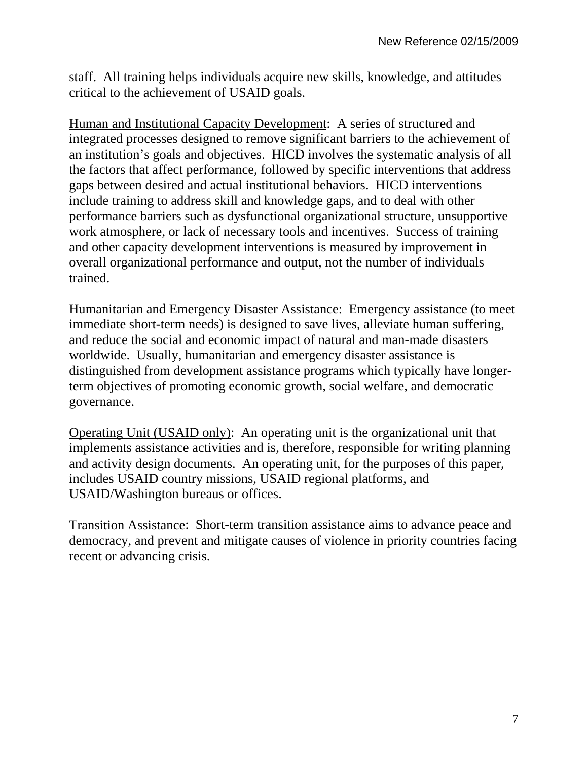staff. All training helps individuals acquire new skills, knowledge, and attitudes critical to the achievement of USAID goals.

<u>Human and Institutional Capacity Development</u>: A series of structured and integrated processes designed to remove significant barriers to the achievement of an institution's goals and objectives. HICD involves the systematic analysis of all the factors that affect performance, followed by specific interventions that address gaps between desired and actual institutional behaviors. HICD interventions include training to address skill and knowledge gaps, and to deal with other performance barriers such as dysfunctional organizational structure, unsupportive work atmosphere, or lack of necessary tools and incentives. Success of training and other capacity development interventions is measured by improvement in overall organizational performance and output, not the number of individuals trained.

<u>Humanitarian and Emergency Disaster Assistance</u>: Emergency assistance (to meet immediate short-term needs) is designed to save lives, alleviate human suffering, and reduce the social and economic impact of natural and man-made disasters worldwide. Usually, humanitarian and emergency disaster assistance is distinguished from development assistance programs which typically have longer-term objectives of promoting economic growth, social welfare, and democratic governance.

<u>Operating Unit (USAID only)</u>: An operating unit is the organizational unit that implements assistance activities and is, therefore, responsible for writing planning and activity design documents. An operating unit, for the purposes of this paper, includes USAID country missions, USAID regional platforms, and USAID/Washington bureaus or offices.

<u>Transition Assistance</u>: Short-term transition assistance aims to advance peace and democracy, and prevent and mitigate causes of violence in priority countries facing recent or advancing crisis.